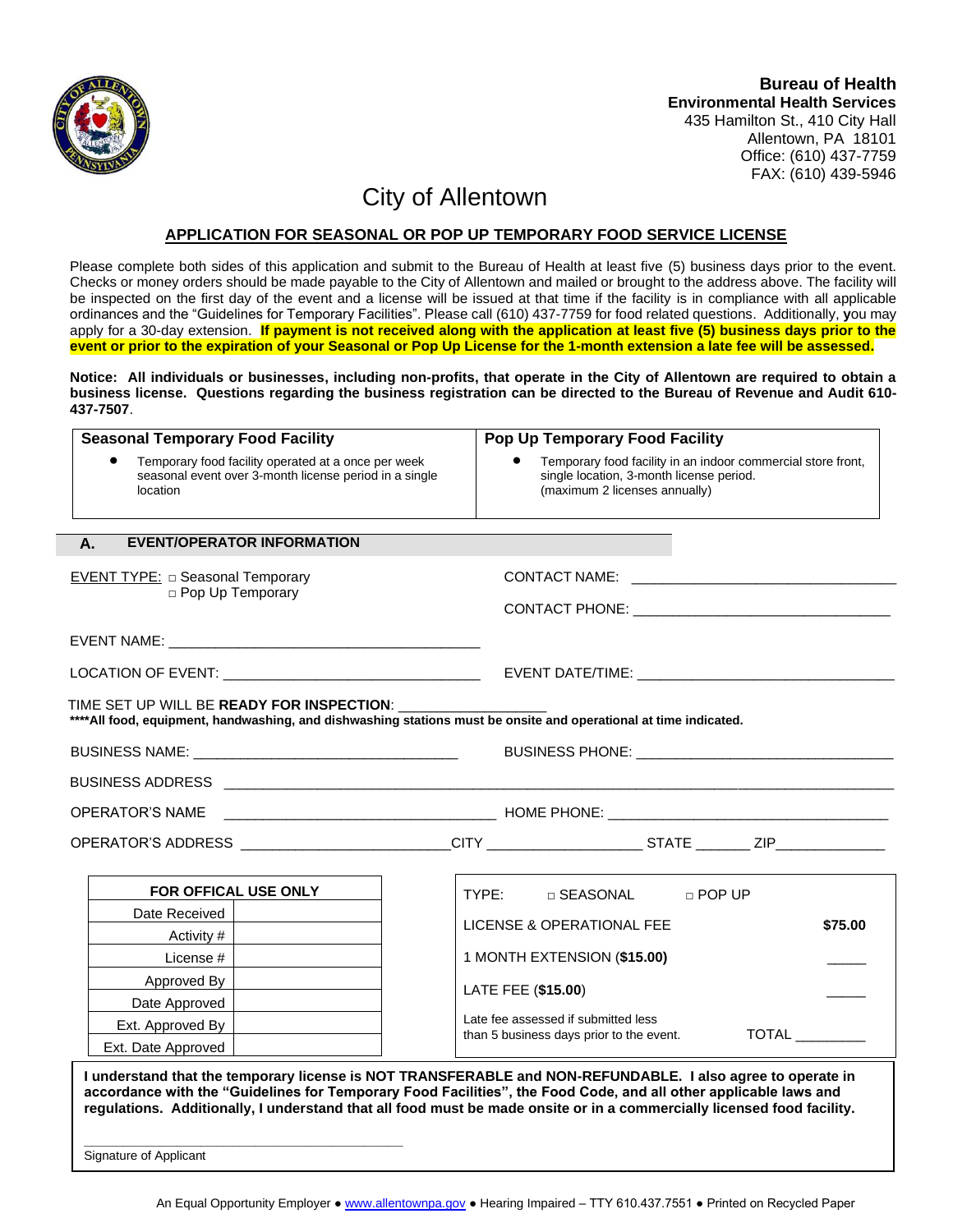**Bureau of Health**
**Environmental Health Services**
435 Hamilton St., 410 City Hall
Allentown, PA 18101
Office: (610) 437-7759
FAX: (610) 439-5946

# City of Allentown

## APPLICATION FOR SEASONAL OR POP UP TEMPORARY FOOD SERVICE LICENSE

Please complete both sides of this application and submit to the Bureau of Health at least five (5) business days prior to the event. Checks or money orders should be made payable to the City of Allentown and mailed or brought to the address above. The facility will be inspected on the first day of the event and a license will be issued at that time if the facility is in compliance with all applicable ordinances and the "Guidelines for Temporary Facilities". Please call (610) 437-7759 for food related questions. Additionally, you may apply for a 30-day extension. **If payment is not received along with the application at least five (5) business days prior to the event or prior to the expiration of your Seasonal or Pop Up License for the 1-month extension a late fee will be assessed.**

**Notice: All individuals or businesses, including non-profits, that operate in the City of Allentown are required to obtain a business license. Questions regarding the business registration can be directed to the Bureau of Revenue and Audit 610-437-7507**.

| Seasonal Temporary Food Facility | Pop Up Temporary Food Facility |
|---|---|
| • Temporary food facility operated at a once per week seasonal event over 3-month license period in a single location | • Temporary food facility in an indoor commercial store front, single location, 3-month license period. (maximum 2 licenses annually) |

### A. EVENT/OPERATOR INFORMATION

EVENT TYPE: □ Seasonal Temporary
□ Pop Up Temporary

CONTACT NAME: ________________________________

CONTACT PHONE: ________________________________

EVENT NAME: ________________________________________

LOCATION OF EVENT: ________________________________

EVENT DATE/TIME: ________________________________

TIME SET UP WILL BE **READY FOR INSPECTION**: __________________
**\*\*\*\*All food, equipment, handwashing, and dishwashing stations must be onsite and operational at time indicated.**

BUSINESS NAME: ________________________________

BUSINESS PHONE: ________________________________

BUSINESS ADDRESS ________________________________________________________________

OPERATOR'S NAME ________________________________

HOME PHONE: ________________________________

OPERATOR'S ADDRESS __________________________CITY ___________________ STATE _______ ZIP_____________

| FOR OFFICAL USE ONLY | |
|---|---|
| Date Received | |
| Activity # | |
| License # | |
| Approved By | |
| Date Approved | |
| Ext. Approved By | |
| Ext. Date Approved | |

| TYPE: □ SEASONAL □ POP UP | |
|---|---|
| LICENSE & OPERATIONAL FEE | **$75.00** |
| 1 MONTH EXTENSION (**$15.00**) | _____ |
| LATE FEE (**$15.00**) | _____ |
| Late fee assessed if submitted less than 5 business days prior to the event. | TOTAL _________ |

**I understand that the temporary license is NOT TRANSFERABLE and NON-REFUNDABLE. I also agree to operate in accordance with the "Guidelines for Temporary Food Facilities", the Food Code, and all other applicable laws and regulations. Additionally, I understand that all food must be made onsite or in a commercially licensed food facility.**

______________________________________________
Signature of Applicant

An Equal Opportunity Employer ● www.allentownpa.gov ● Hearing Impaired – TTY 610.437.7551 ● Printed on Recycled Paper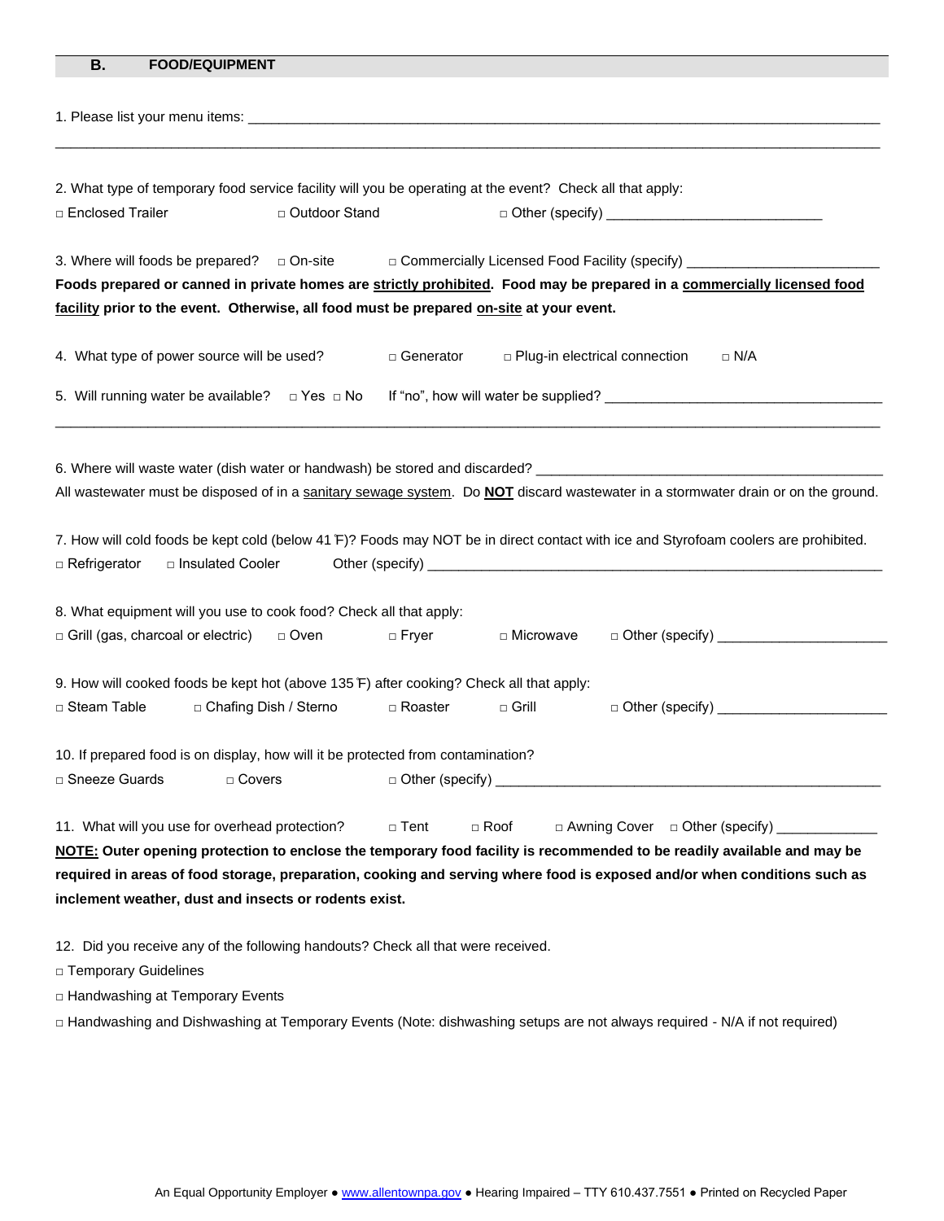## B. FOOD/EQUIPMENT

1. Please list your menu items: ______________________________________________________________________________

______________________________________________________________________________________________________

2. What type of temporary food service facility will you be operating at the event? Check all that apply:

□ Enclosed Trailer □ Outdoor Stand □ Other (specify) ___________________________

3. Where will foods be prepared? □ On-site □ Commercially Licensed Food Facility (specify) ________________________

**Foods prepared or canned in private homes are <u>strictly prohibited</u>. Food may be prepared in a <u>commercially licensed food facility</u> prior to the event. Otherwise, all food must be prepared <u>on-site</u> at your event.**

4. What type of power source will be used? □ Generator □ Plug-in electrical connection □ N/A

5. Will running water be available? □ Yes □ No If "no", how will water be supplied? ___________________________________

______________________________________________________________________________________________________

6. Where will waste water (dish water or handwash) be stored and discarded? _____________________________________________

All wastewater must be disposed of in a <u>sanitary sewage system</u>. Do **<u>NOT</u>** discard wastewater in a stormwater drain or on the ground.

7. How will cold foods be kept cold (below 41 ̊F)? Foods may NOT be in direct contact with ice and Styrofoam coolers are prohibited.

□ Refrigerator □ Insulated Cooler Other (specify) ___________________________________________________________

8. What equipment will you use to cook food? Check all that apply:

□ Grill (gas, charcoal or electric) □ Oven □ Fryer □ Microwave □ Other (specify) _____________________

9. How will cooked foods be kept hot (above 135 ̊F) after cooking? Check all that apply:

□ Steam Table □ Chafing Dish / Sterno □ Roaster □ Grill □ Other (specify) _____________________

10. If prepared food is on display, how will it be protected from contamination?

□ Sneeze Guards □ Covers □ Other (specify) __________________________________________________

11. What will you use for overhead protection? □ Tent □ Roof □ Awning Cover □ Other (specify) _____________

**<u>NOTE:</u> Outer opening protection to enclose the temporary food facility is recommended to be readily available and may be required in areas of food storage, preparation, cooking and serving where food is exposed and/or when conditions such as inclement weather, dust and insects or rodents exist.**

12. Did you receive any of the following handouts? Check all that were received.

□ Temporary Guidelines

□ Handwashing at Temporary Events

□ Handwashing and Dishwashing at Temporary Events (Note: dishwashing setups are not always required - N/A if not required)

An Equal Opportunity Employer ● www.allentownpa.gov ● Hearing Impaired – TTY 610.437.7551 ● Printed on Recycled Paper